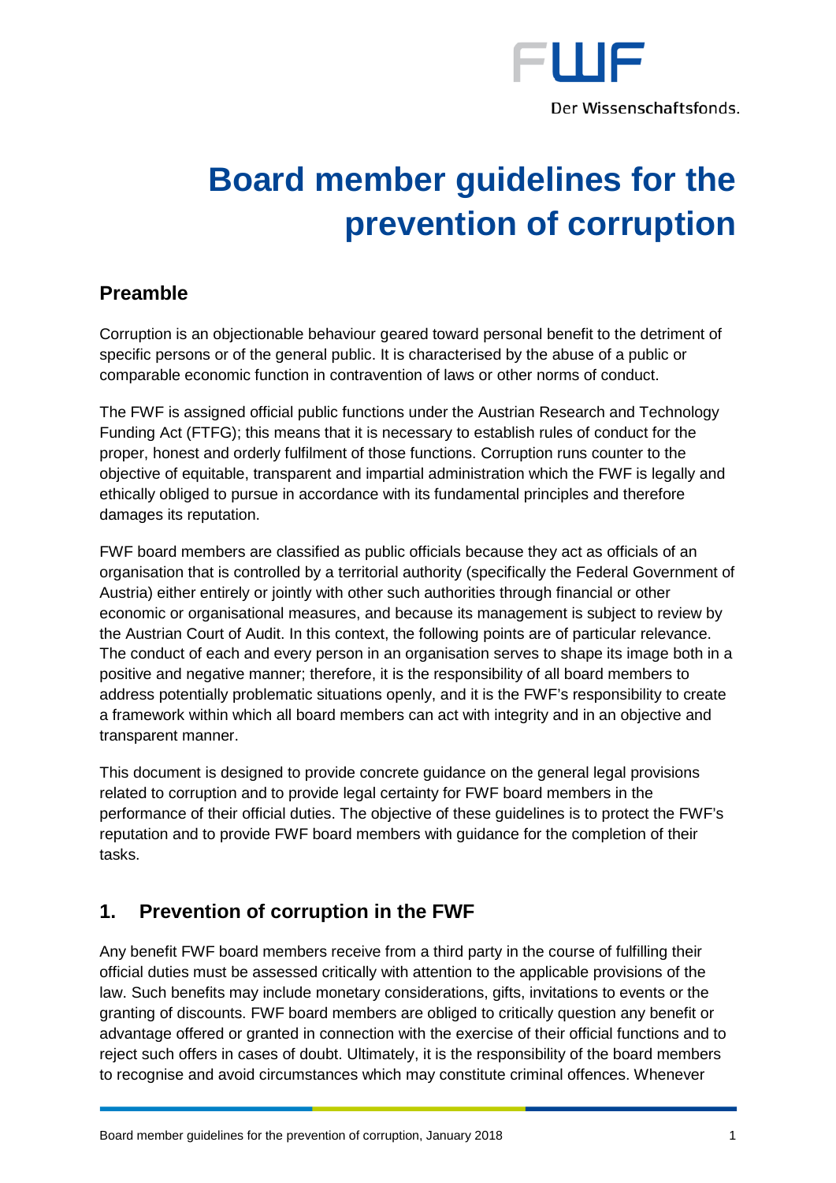# Board member guidelines for the prevention of corruption

## Preamble

Corruption is an objectionable behaviour geared toward personal benefit to the detriment of specific persons or of the general public. It is characterised by the abuse of a public or comparable economic function in contravention of laws or other norms of conduct.

The FWF is assigned official public functions under the Austrian Research and Technology Funding Act (FTFG); this means that it is necessary to establish rules of conduct for the proper, honest and orderly fulfilment of those functions. Corruption runs counter to the objective of equitable, transparent and impartial administration which the FWF is legally and ethically obliged to pursue in accordance with its fundamental principles and therefore damages its reputation.

FWF board members are classified as public officials because they act as officials of an organisation that is controlled by a territorial authority (specifically the Federal Government of Austria) either entirely or jointly with other such authorities through financial or other economic or organisational measures, and because its management is subject to review by the Austrian Court of Audit. In this context, the following points are of particular relevance. The conduct of each and every person in an organisation serves to shape its image both in a positive and negative manner; therefore, it is the responsibility of all board members to address potentially problematic situations openly, and it is the FWF's responsibility to create a framework within which all board members can act with integrity and in an objective and transparent manner.

This document is designed to provide concrete guidance on the general legal provisions related to corruption and to provide legal certainty for FWF board members in the performance of their official duties. The objective of these guidelines is to protect the FWF's reputation and to provide FWF board members with guidance for the completion of their tasks.

## 1. Prevention of corruption in the FWF

Any benefit FWF board members receive from a third party in the course of fulfilling their official duties must be assessed critically with attention to the applicable provisions of the law. Such benefits may include monetary considerations, gifts, invitations to events or the granting of discounts. FWF board members are obliged to critically question any benefit or advantage offered or granted in connection with the exercise of their official functions and to reject such offers in cases of doubt. Ultimately, it is the responsibility of the board members to recognise and avoid circumstances which may constitute criminal offences. Whenever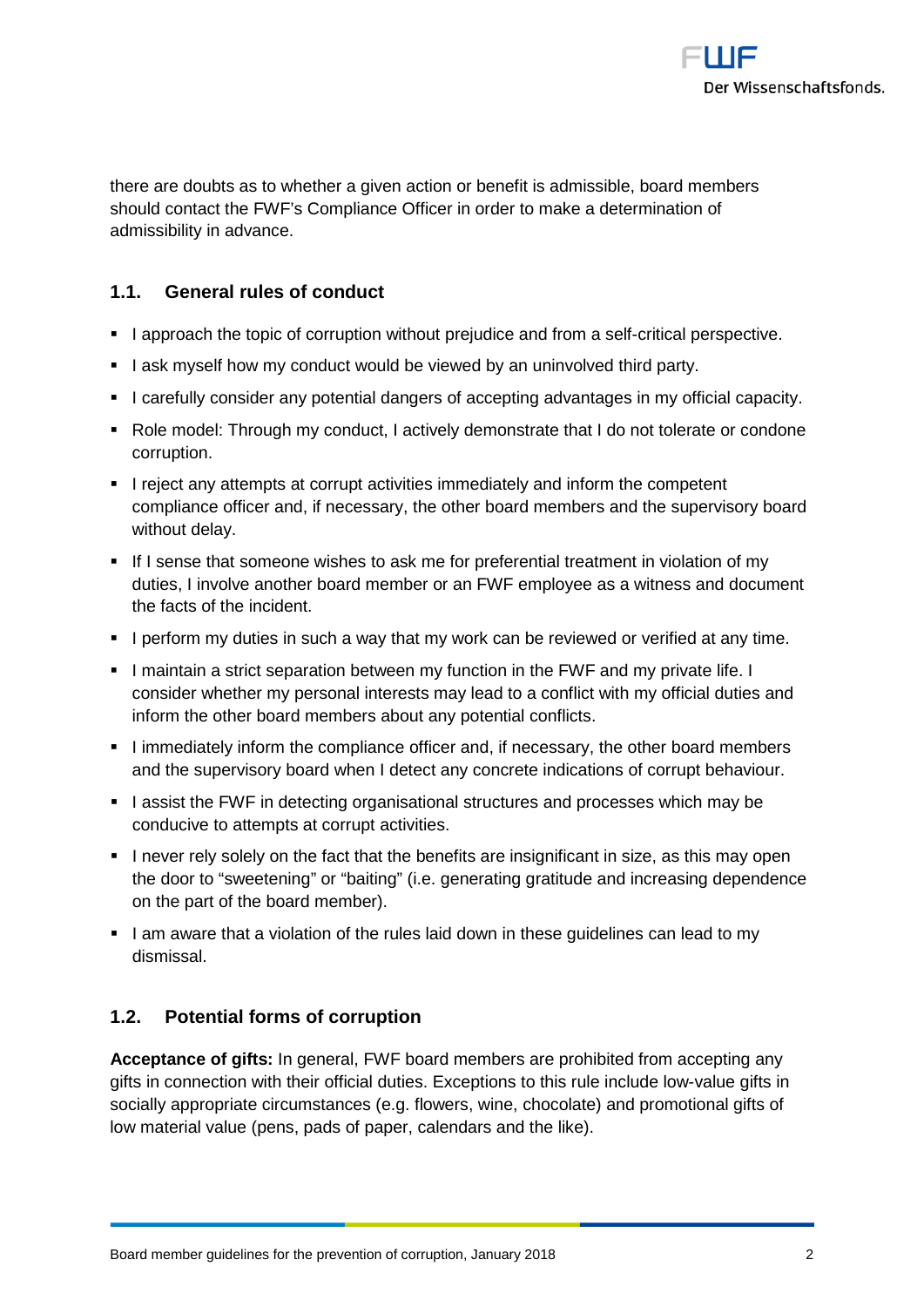there are doubts as to whether a given action or benefit is admissible, board members should contact the FWF's Compliance Officer in order to make a determination of admissibility in advance.

## 1.1. General rules of conduct

- I approach the topic of corruption without prejudice and from a self-critical perspective.
- I ask myself how my conduct would be viewed by an uninvolved third party.
- I carefully consider any potential dangers of accepting advantages in my official capacity.
- Role model: Through my conduct, I actively demonstrate that I do not tolerate or condone corruption.
- I reject any attempts at corrupt activities immediately and inform the competent compliance officer and, if necessary, the other board members and the supervisory board without delay.
- If I sense that someone wishes to ask me for preferential treatment in violation of my duties, I involve another board member or an FWF employee as a witness and document the facts of the incident.
- I perform my duties in such a way that my work can be reviewed or verified at any time.
- I maintain a strict separation between my function in the FWF and my private life. I consider whether my personal interests may lead to a conflict with my official duties and inform the other board members about any potential conflicts.
- I immediately inform the compliance officer and, if necessary, the other board members and the supervisory board when I detect any concrete indications of corrupt behaviour.
- I assist the FWF in detecting organisational structures and processes which may be conducive to attempts at corrupt activities.
- I never rely solely on the fact that the benefits are insignificant in size, as this may open the door to "sweetening" or "baiting" (i.e. generating gratitude and increasing dependence on the part of the board member).
- I am aware that a violation of the rules laid down in these guidelines can lead to my dismissal.

## 1.2. Potential forms of corruption

**Acceptance of gifts:** In general, FWF board members are prohibited from accepting any gifts in connection with their official duties. Exceptions to this rule include low-value gifts in socially appropriate circumstances (e.g. flowers, wine, chocolate) and promotional gifts of low material value (pens, pads of paper, calendars and the like).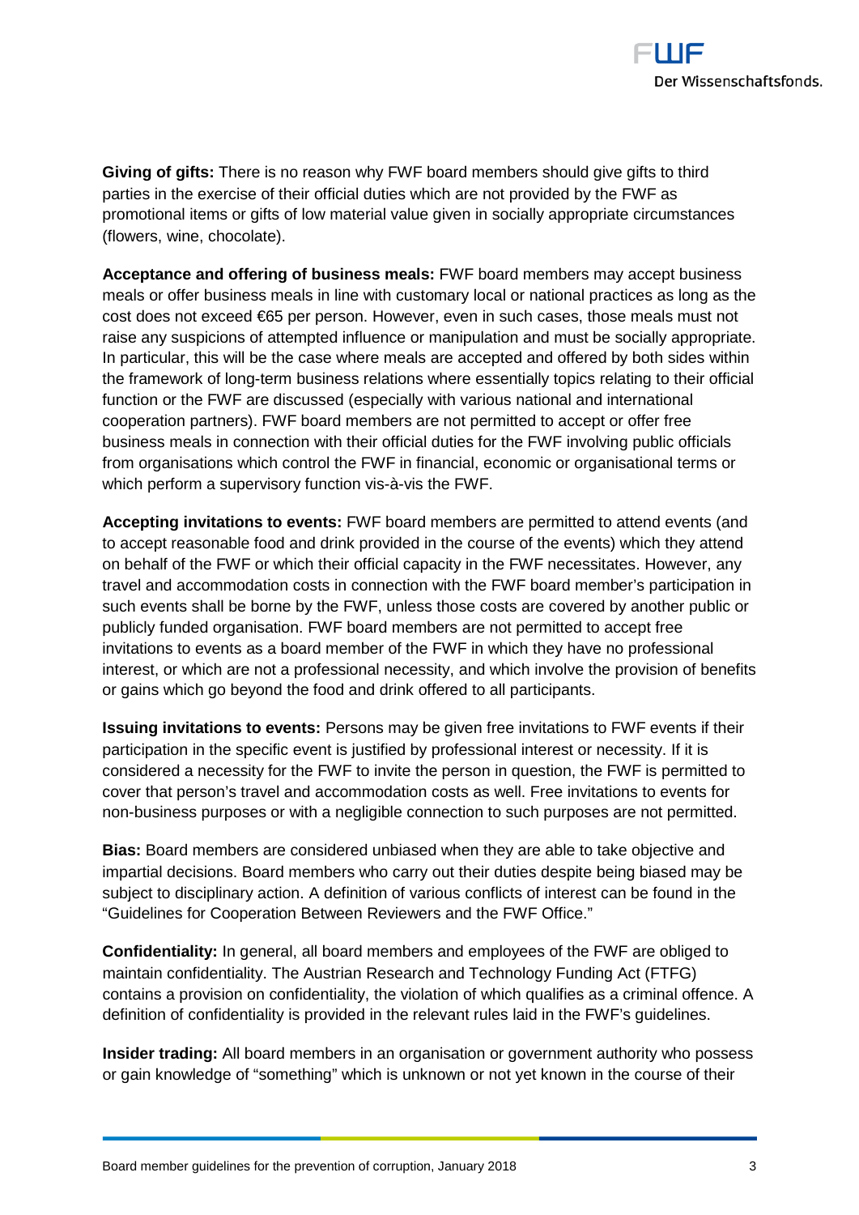**Giving of gifts:** There is no reason why FWF board members should give gifts to third parties in the exercise of their official duties which are not provided by the FWF as promotional items or gifts of low material value given in socially appropriate circumstances (flowers, wine, chocolate).

**Acceptance and offering of business meals:** FWF board members may accept business meals or offer business meals in line with customary local or national practices as long as the cost does not exceed €65 per person. However, even in such cases, those meals must not raise any suspicions of attempted influence or manipulation and must be socially appropriate. In particular, this will be the case where meals are accepted and offered by both sides within the framework of long-term business relations where essentially topics relating to their official function or the FWF are discussed (especially with various national and international cooperation partners). FWF board members are not permitted to accept or offer free business meals in connection with their official duties for the FWF involving public officials from organisations which control the FWF in financial, economic or organisational terms or which perform a supervisory function vis-à-vis the FWF.

**Accepting invitations to events:** FWF board members are permitted to attend events (and to accept reasonable food and drink provided in the course of the events) which they attend on behalf of the FWF or which their official capacity in the FWF necessitates. However, any travel and accommodation costs in connection with the FWF board member's participation in such events shall be borne by the FWF, unless those costs are covered by another public or publicly funded organisation. FWF board members are not permitted to accept free invitations to events as a board member of the FWF in which they have no professional interest, or which are not a professional necessity, and which involve the provision of benefits or gains which go beyond the food and drink offered to all participants.

**Issuing invitations to events:** Persons may be given free invitations to FWF events if their participation in the specific event is justified by professional interest or necessity. If it is considered a necessity for the FWF to invite the person in question, the FWF is permitted to cover that person's travel and accommodation costs as well. Free invitations to events for non-business purposes or with a negligible connection to such purposes are not permitted.

**Bias:** Board members are considered unbiased when they are able to take objective and impartial decisions. Board members who carry out their duties despite being biased may be subject to disciplinary action. A definition of various conflicts of interest can be found in the "Guidelines for Cooperation Between Reviewers and the FWF Office."

**Confidentiality:** In general, all board members and employees of the FWF are obliged to maintain confidentiality. The Austrian Research and Technology Funding Act (FTFG) contains a provision on confidentiality, the violation of which qualifies as a criminal offence. A definition of confidentiality is provided in the relevant rules laid in the FWF's guidelines.

**Insider trading:** All board members in an organisation or government authority who possess or gain knowledge of "something" which is unknown or not yet known in the course of their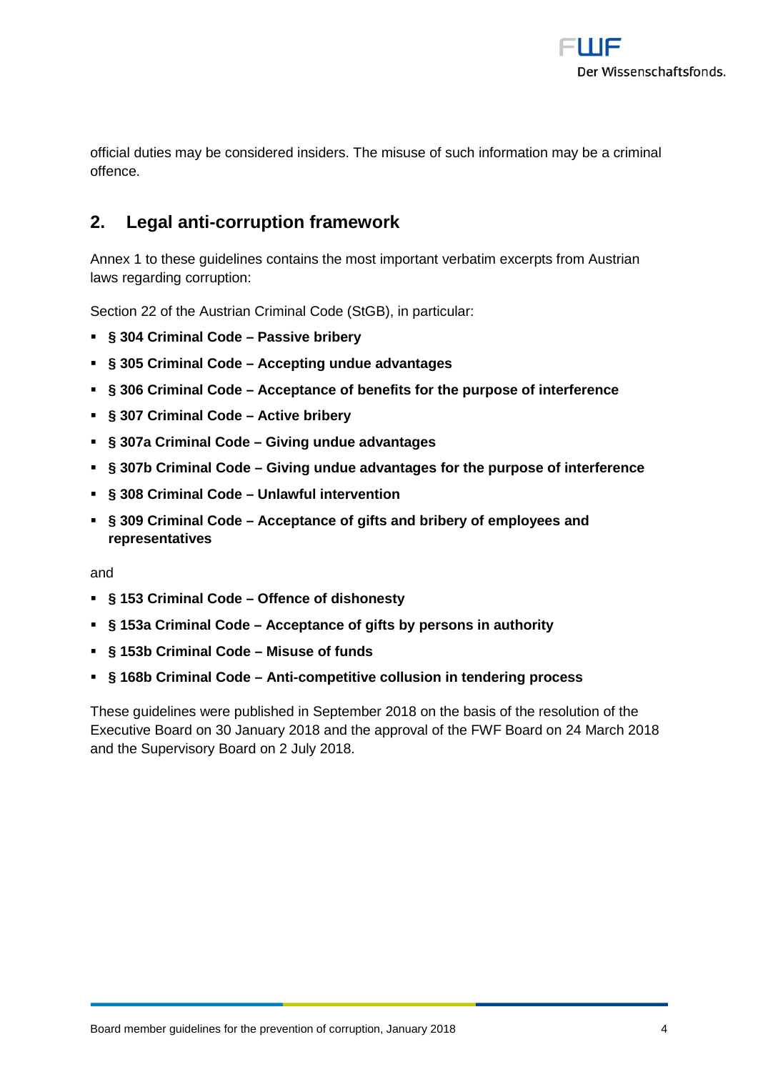official duties may be considered insiders. The misuse of such information may be a criminal offence.

## 2. Legal anti-corruption framework

Annex 1 to these guidelines contains the most important verbatim excerpts from Austrian laws regarding corruption:

Section 22 of the Austrian Criminal Code (StGB), in particular:

- **§ 304 Criminal Code – Passive bribery**
- **§ 305 Criminal Code – Accepting undue advantages**
- **§ 306 Criminal Code – Acceptance of benefits for the purpose of interference**
- **§ 307 Criminal Code – Active bribery**
- **§ 307a Criminal Code – Giving undue advantages**
- **§ 307b Criminal Code – Giving undue advantages for the purpose of interference**
- **§ 308 Criminal Code – Unlawful intervention**
- **§ 309 Criminal Code – Acceptance of gifts and bribery of employees and representatives**

and

- **§ 153 Criminal Code – Offence of dishonesty**
- **§ 153a Criminal Code – Acceptance of gifts by persons in authority**
- **§ 153b Criminal Code – Misuse of funds**
- **§ 168b Criminal Code – Anti-competitive collusion in tendering process**

These guidelines were published in September 2018 on the basis of the resolution of the Executive Board on 30 January 2018 and the approval of the FWF Board on 24 March 2018 and the Supervisory Board on 2 July 2018.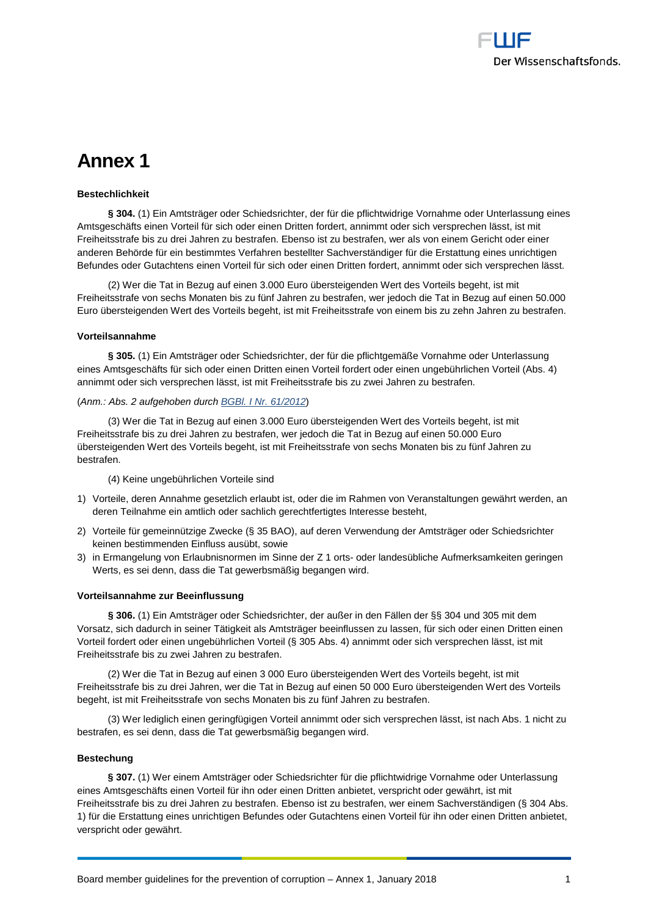# Annex 1

**Bestechlichkeit**

**§ 304.** (1) Ein Amtsträger oder Schiedsrichter, der für die pflichtwidrige Vornahme oder Unterlassung eines Amtsgeschäfts einen Vorteil für sich oder einen Dritten fordert, annimmt oder sich versprechen lässt, ist mit Freiheitsstrafe bis zu drei Jahren zu bestrafen. Ebenso ist zu bestrafen, wer als von einem Gericht oder einer anderen Behörde für ein bestimmtes Verfahren bestellter Sachverständiger für die Erstattung eines unrichtigen Befundes oder Gutachtens einen Vorteil für sich oder einen Dritten fordert, annimmt oder sich versprechen lässt.

(2) Wer die Tat in Bezug auf einen 3.000 Euro übersteigenden Wert des Vorteils begeht, ist mit Freiheitsstrafe von sechs Monaten bis zu fünf Jahren zu bestrafen, wer jedoch die Tat in Bezug auf einen 50.000 Euro übersteigenden Wert des Vorteils begeht, ist mit Freiheitsstrafe von einem bis zu zehn Jahren zu bestrafen.

**Vorteilsannahme**

**§ 305.** (1) Ein Amtsträger oder Schiedsrichter, der für die pflichtgemäße Vornahme oder Unterlassung eines Amtsgeschäfts für sich oder einen Dritten einen Vorteil fordert oder einen ungebührlichen Vorteil (Abs. 4) annimmt oder sich versprechen lässt, ist mit Freiheitsstrafe bis zu zwei Jahren zu bestrafen.

(*Anm.: Abs. 2 aufgehoben durch BGBl. I Nr. 61/2012*)

(3) Wer die Tat in Bezug auf einen 3.000 Euro übersteigenden Wert des Vorteils begeht, ist mit Freiheitsstrafe bis zu drei Jahren zu bestrafen, wer jedoch die Tat in Bezug auf einen 50.000 Euro übersteigenden Wert des Vorteils begeht, ist mit Freiheitsstrafe von sechs Monaten bis zu fünf Jahren zu bestrafen.

(4) Keine ungebührlichen Vorteile sind

1) Vorteile, deren Annahme gesetzlich erlaubt ist, oder die im Rahmen von Veranstaltungen gewährt werden, an deren Teilnahme ein amtlich oder sachlich gerechtfertigtes Interesse besteht,
2) Vorteile für gemeinnützige Zwecke (§ 35 BAO), auf deren Verwendung der Amtsträger oder Schiedsrichter keinen bestimmenden Einfluss ausübt, sowie
3) in Ermangelung von Erlaubnisnormen im Sinne der Z 1 orts- oder landesübliche Aufmerksamkeiten geringen Werts, es sei denn, dass die Tat gewerbsmäßig begangen wird.

**Vorteilsannahme zur Beeinflussung**

**§ 306.** (1) Ein Amtsträger oder Schiedsrichter, der außer in den Fällen der §§ 304 und 305 mit dem Vorsatz, sich dadurch in seiner Tätigkeit als Amtsträger beeinflussen zu lassen, für sich oder einen Dritten einen Vorteil fordert oder einen ungebührlichen Vorteil (§ 305 Abs. 4) annimmt oder sich versprechen lässt, ist mit Freiheitsstrafe bis zu zwei Jahren zu bestrafen.

(2) Wer die Tat in Bezug auf einen 3 000 Euro übersteigenden Wert des Vorteils begeht, ist mit Freiheitsstrafe bis zu drei Jahren, wer die Tat in Bezug auf einen 50 000 Euro übersteigenden Wert des Vorteils begeht, ist mit Freiheitsstrafe von sechs Monaten bis zu fünf Jahren zu bestrafen.

(3) Wer lediglich einen geringfügigen Vorteil annimmt oder sich versprechen lässt, ist nach Abs. 1 nicht zu bestrafen, es sei denn, dass die Tat gewerbsmäßig begangen wird.

**Bestechung**

**§ 307.** (1) Wer einem Amtsträger oder Schiedsrichter für die pflichtwidrige Vornahme oder Unterlassung eines Amtsgeschäfts einen Vorteil für ihn oder einen Dritten anbietet, verspricht oder gewährt, ist mit Freiheitsstrafe bis zu drei Jahren zu bestrafen. Ebenso ist zu bestrafen, wer einem Sachverständigen (§ 304 Abs. 1) für die Erstattung eines unrichtigen Befundes oder Gutachtens einen Vorteil für ihn oder einen Dritten anbietet, verspricht oder gewährt.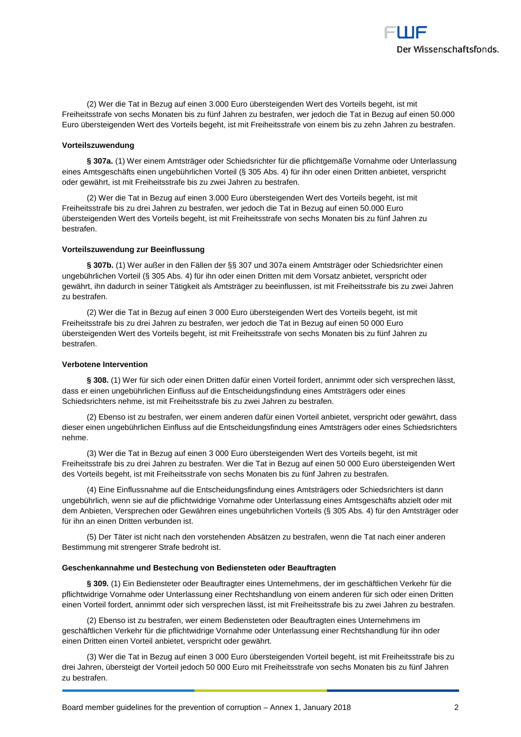(2) Wer die Tat in Bezug auf einen 3.000 Euro übersteigenden Wert des Vorteils begeht, ist mit Freiheitsstrafe von sechs Monaten bis zu fünf Jahren zu bestrafen, wer jedoch die Tat in Bezug auf einen 50.000 Euro übersteigenden Wert des Vorteils begeht, ist mit Freiheitsstrafe von einem bis zu zehn Jahren zu bestrafen.

**Vorteilszuwendung**

**§ 307a.** (1) Wer einem Amtsträger oder Schiedsrichter für die pflichtgemäße Vornahme oder Unterlassung eines Amtsgeschäfts einen ungebührlichen Vorteil (§ 305 Abs. 4) für ihn oder einen Dritten anbietet, verspricht oder gewährt, ist mit Freiheitsstrafe bis zu zwei Jahren zu bestrafen.

(2) Wer die Tat in Bezug auf einen 3.000 Euro übersteigenden Wert des Vorteils begeht, ist mit Freiheitsstrafe bis zu drei Jahren zu bestrafen, wer jedoch die Tat in Bezug auf einen 50.000 Euro übersteigenden Wert des Vorteils begeht, ist mit Freiheitsstrafe von sechs Monaten bis zu fünf Jahren zu bestrafen.

**Vorteilszuwendung zur Beeinflussung**

**§ 307b.** (1) Wer außer in den Fällen der §§ 307 und 307a einem Amtsträger oder Schiedsrichter einen ungebührlichen Vorteil (§ 305 Abs. 4) für ihn oder einen Dritten mit dem Vorsatz anbietet, verspricht oder gewährt, ihn dadurch in seiner Tätigkeit als Amtsträger zu beeinflussen, ist mit Freiheitsstrafe bis zu zwei Jahren zu bestrafen.

(2) Wer die Tat in Bezug auf einen 3 000 Euro übersteigenden Wert des Vorteils begeht, ist mit Freiheitsstrafe bis zu drei Jahren zu bestrafen, wer jedoch die Tat in Bezug auf einen 50 000 Euro übersteigenden Wert des Vorteils begeht, ist mit Freiheitsstrafe von sechs Monaten bis zu fünf Jahren zu bestrafen.

**Verbotene Intervention**

**§ 308.** (1) Wer für sich oder einen Dritten dafür einen Vorteil fordert, annimmt oder sich versprechen lässt, dass er einen ungebührlichen Einfluss auf die Entscheidungsfindung eines Amtsträgers oder eines Schiedsrichters nehme, ist mit Freiheitsstrafe bis zu zwei Jahren zu bestrafen.

(2) Ebenso ist zu bestrafen, wer einem anderen dafür einen Vorteil anbietet, verspricht oder gewährt, dass dieser einen ungebührlichen Einfluss auf die Entscheidungsfindung eines Amtsträgers oder eines Schiedsrichters nehme.

(3) Wer die Tat in Bezug auf einen 3 000 Euro übersteigenden Wert des Vorteils begeht, ist mit Freiheitsstrafe bis zu drei Jahren zu bestrafen. Wer die Tat in Bezug auf einen 50 000 Euro übersteigenden Wert des Vorteils begeht, ist mit Freiheitsstrafe von sechs Monaten bis zu fünf Jahren zu bestrafen.

(4) Eine Einflussnahme auf die Entscheidungsfindung eines Amtsträgers oder Schiedsrichters ist dann ungebührlich, wenn sie auf die pflichtwidrige Vornahme oder Unterlassung eines Amtsgeschäfts abzielt oder mit dem Anbieten, Versprechen oder Gewähren eines ungebührlichen Vorteils (§ 305 Abs. 4) für den Amtsträger oder für ihn an einen Dritten verbunden ist.

(5) Der Täter ist nicht nach den vorstehenden Absätzen zu bestrafen, wenn die Tat nach einer anderen Bestimmung mit strengerer Strafe bedroht ist.

**Geschenkannahme und Bestechung von Bediensteten oder Beauftragten**

**§ 309.** (1) Ein Bediensteter oder Beauftragter eines Unternehmens, der im geschäftlichen Verkehr für die pflichtwidrige Vornahme oder Unterlassung einer Rechtshandlung von einem anderen für sich oder einen Dritten einen Vorteil fordert, annimmt oder sich versprechen lässt, ist mit Freiheitsstrafe bis zu zwei Jahren zu bestrafen.

(2) Ebenso ist zu bestrafen, wer einem Bediensteten oder Beauftragten eines Unternehmens im geschäftlichen Verkehr für die pflichtwidrige Vornahme oder Unterlassung einer Rechtshandlung für ihn oder einen Dritten einen Vorteil anbietet, verspricht oder gewährt.

(3) Wer die Tat in Bezug auf einen 3 000 Euro übersteigenden Vorteil begeht, ist mit Freiheitsstrafe bis zu drei Jahren, übersteigt der Vorteil jedoch 50 000 Euro mit Freiheitsstrafe von sechs Monaten bis zu fünf Jahren zu bestrafen.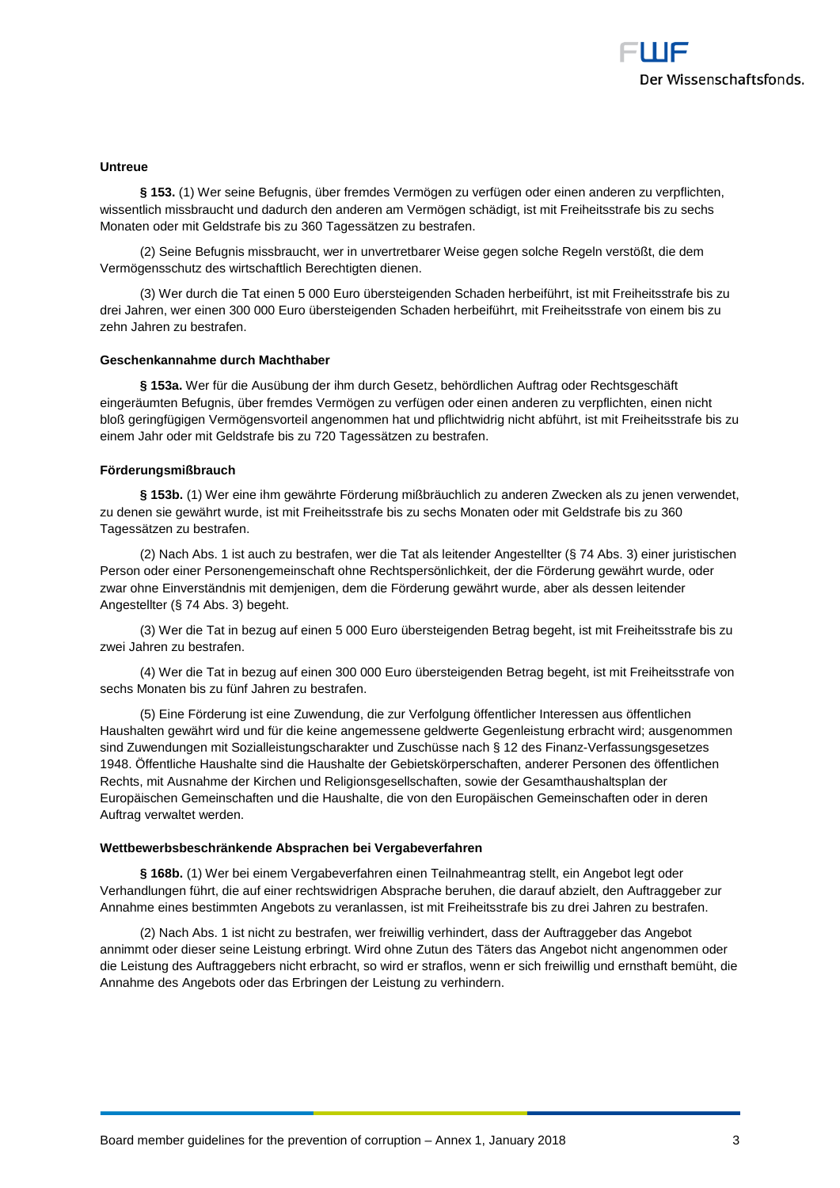**Untreue**

**§ 153.** (1) Wer seine Befugnis, über fremdes Vermögen zu verfügen oder einen anderen zu verpflichten, wissentlich missbraucht und dadurch den anderen am Vermögen schädigt, ist mit Freiheitsstrafe bis zu sechs Monaten oder mit Geldstrafe bis zu 360 Tagessätzen zu bestrafen.

(2) Seine Befugnis missbraucht, wer in unvertretbarer Weise gegen solche Regeln verstößt, die dem Vermögensschutz des wirtschaftlich Berechtigten dienen.

(3) Wer durch die Tat einen 5 000 Euro übersteigenden Schaden herbeiführt, ist mit Freiheitsstrafe bis zu drei Jahren, wer einen 300 000 Euro übersteigenden Schaden herbeiführt, mit Freiheitsstrafe von einem bis zu zehn Jahren zu bestrafen.

**Geschenkannahme durch Machthaber**

**§ 153a.** Wer für die Ausübung der ihm durch Gesetz, behördlichen Auftrag oder Rechtsgeschäft eingeräumten Befugnis, über fremdes Vermögen zu verfügen oder einen anderen zu verpflichten, einen nicht bloß geringfügigen Vermögensvorteil angenommen hat und pflichtwidrig nicht abführt, ist mit Freiheitsstrafe bis zu einem Jahr oder mit Geldstrafe bis zu 720 Tagessätzen zu bestrafen.

**Förderungsmißbrauch**

**§ 153b.** (1) Wer eine ihm gewährte Förderung mißbräuchlich zu anderen Zwecken als zu jenen verwendet, zu denen sie gewährt wurde, ist mit Freiheitsstrafe bis zu sechs Monaten oder mit Geldstrafe bis zu 360 Tagessätzen zu bestrafen.

(2) Nach Abs. 1 ist auch zu bestrafen, wer die Tat als leitender Angestellter (§ 74 Abs. 3) einer juristischen Person oder einer Personengemeinschaft ohne Rechtspersönlichkeit, der die Förderung gewährt wurde, oder zwar ohne Einverständnis mit demjenigen, dem die Förderung gewährt wurde, aber als dessen leitender Angestellter (§ 74 Abs. 3) begeht.

(3) Wer die Tat in bezug auf einen 5 000 Euro übersteigenden Betrag begeht, ist mit Freiheitsstrafe bis zu zwei Jahren zu bestrafen.

(4) Wer die Tat in bezug auf einen 300 000 Euro übersteigenden Betrag begeht, ist mit Freiheitsstrafe von sechs Monaten bis zu fünf Jahren zu bestrafen.

(5) Eine Förderung ist eine Zuwendung, die zur Verfolgung öffentlicher Interessen aus öffentlichen Haushalten gewährt wird und für die keine angemessene geldwerte Gegenleistung erbracht wird; ausgenommen sind Zuwendungen mit Sozialleistungscharakter und Zuschüsse nach § 12 des Finanz-Verfassungsgesetzes 1948. Öffentliche Haushalte sind die Haushalte der Gebietskörperschaften, anderer Personen des öffentlichen Rechts, mit Ausnahme der Kirchen und Religionsgesellschaften, sowie der Gesamthaushaltsplan der Europäischen Gemeinschaften und die Haushalte, die von den Europäischen Gemeinschaften oder in deren Auftrag verwaltet werden.

**Wettbewerbsbeschränkende Absprachen bei Vergabeverfahren**

**§ 168b.** (1) Wer bei einem Vergabeverfahren einen Teilnahmeantrag stellt, ein Angebot legt oder Verhandlungen führt, die auf einer rechtswidrigen Absprache beruhen, die darauf abzielt, den Auftraggeber zur Annahme eines bestimmten Angebots zu veranlassen, ist mit Freiheitsstrafe bis zu drei Jahren zu bestrafen.

(2) Nach Abs. 1 ist nicht zu bestrafen, wer freiwillig verhindert, dass der Auftraggeber das Angebot annimmt oder dieser seine Leistung erbringt. Wird ohne Zutun des Täters das Angebot nicht angenommen oder die Leistung des Auftraggebers nicht erbracht, so wird er straflos, wenn er sich freiwillig und ernsthaft bemüht, die Annahme des Angebots oder das Erbringen der Leistung zu verhindern.